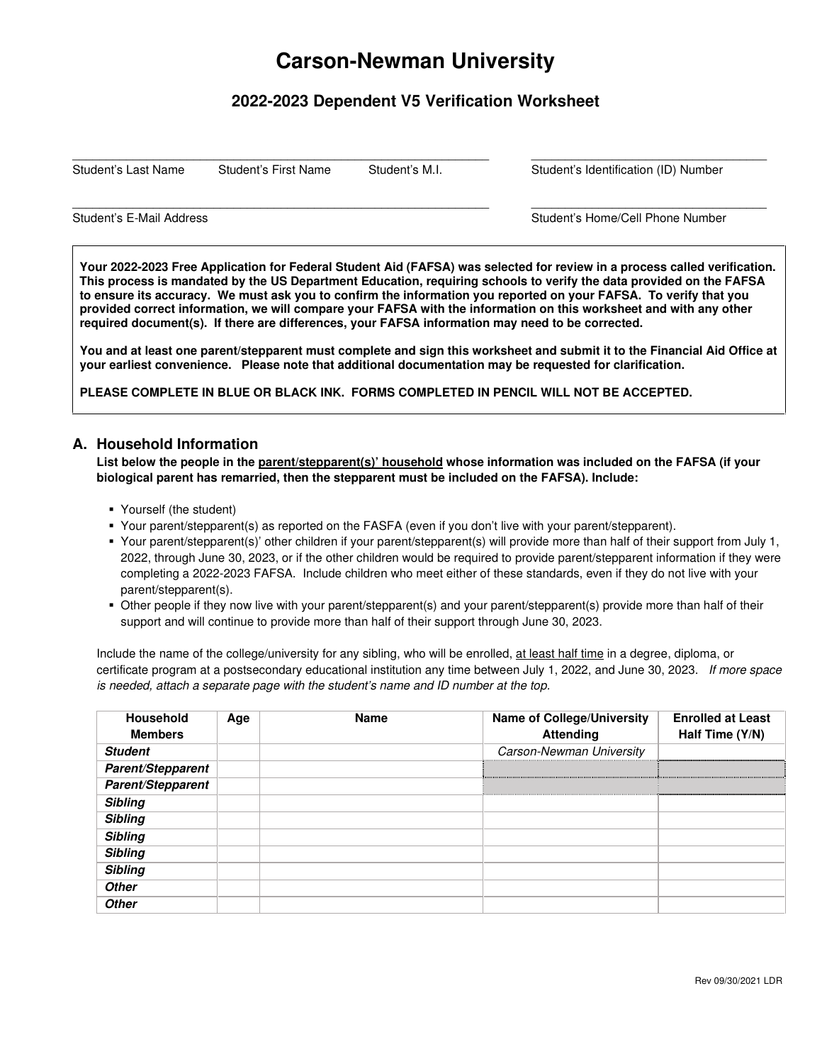# Carson-Newman University

## 2022-2023 Dependent V5 Verification Worksheet

\_\_\_\_\_\_\_\_\_\_\_\_\_\_\_\_\_\_\_\_\_\_\_\_\_\_\_\_\_\_\_\_\_\_\_\_\_\_\_\_\_\_\_\_\_\_\_\_\_\_\_\_\_\_\_\_\_\_\_\_

Student's Last Name Student's First Name Student's M.I.

\_\_\_\_\_\_\_\_\_\_\_\_\_\_\_\_\_\_\_\_\_\_\_\_\_\_\_\_\_\_\_\_\_\_\_\_

Student's Identification (ID) Number

\_\_\_\_\_\_\_\_\_\_\_\_\_\_\_\_\_\_\_\_\_\_\_\_\_\_\_\_\_\_\_\_\_\_\_\_\_\_\_\_\_\_\_\_\_\_\_\_\_\_\_\_\_\_\_\_\_\_\_\_

Student's E-Mail Address

\_\_\_\_\_\_\_\_\_\_\_\_\_\_\_\_\_\_\_\_\_\_\_\_\_\_\_\_\_\_\_\_\_\_\_\_

Student's Home/Cell Phone Number

**Your 2022-2023 Free Application for Federal Student Aid (FAFSA) was selected for review in a process called verification. This process is mandated by the US Department Education, requiring schools to verify the data provided on the FAFSA to ensure its accuracy. We must ask you to confirm the information you reported on your FAFSA. To verify that you provided correct information, we will compare your FAFSA with the information on this worksheet and with any other required document(s). If there are differences, your FAFSA information may need to be corrected.**

**You and at least one parent/stepparent must complete and sign this worksheet and submit it to the Financial Aid Office at your earliest convenience. Please note that additional documentation may be requested for clarification.**

**PLEASE COMPLETE IN BLUE OR BLACK INK. FORMS COMPLETED IN PENCIL WILL NOT BE ACCEPTED.**

## A. Household Information

**List below the people in the <u>parent/stepparent(s)' household</u> whose information was included on the FAFSA (if your biological parent has remarried, then the stepparent must be included on the FAFSA). Include:**

- Yourself (the student)
- Your parent/stepparent(s) as reported on the FASFA (even if you don't live with your parent/stepparent).
- Your parent/stepparent(s)' other children if your parent/stepparent(s) will provide more than half of their support from July 1, 2022, through June 30, 2023, or if the other children would be required to provide parent/stepparent information if they were completing a 2022-2023 FAFSA. Include children who meet either of these standards, even if they do not live with your parent/stepparent(s).
- Other people if they now live with your parent/stepparent(s) and your parent/stepparent(s) provide more than half of their support and will continue to provide more than half of their support through June 30, 2023.

Include the name of the college/university for any sibling, who will be enrolled, <u>at least half time</u> in a degree, diploma, or certificate program at a postsecondary educational institution any time between July 1, 2022, and June 30, 2023. *If more space is needed, attach a separate page with the student's name and ID number at the top.*

| Household Members | Age | Name | Name of College/University Attending | Enrolled at Least Half Time (Y/N) |
|---|---|---|---|---|
| ***Student*** | | | *Carson-Newman University* | |
| ***Parent/Stepparent*** | | | | |
| ***Parent/Stepparent*** | | | | |
| ***Sibling*** | | | | |
| ***Sibling*** | | | | |
| ***Sibling*** | | | | |
| ***Sibling*** | | | | |
| ***Sibling*** | | | | |
| ***Other*** | | | | |
| ***Other*** | | | | |

Rev 09/30/2021 LDR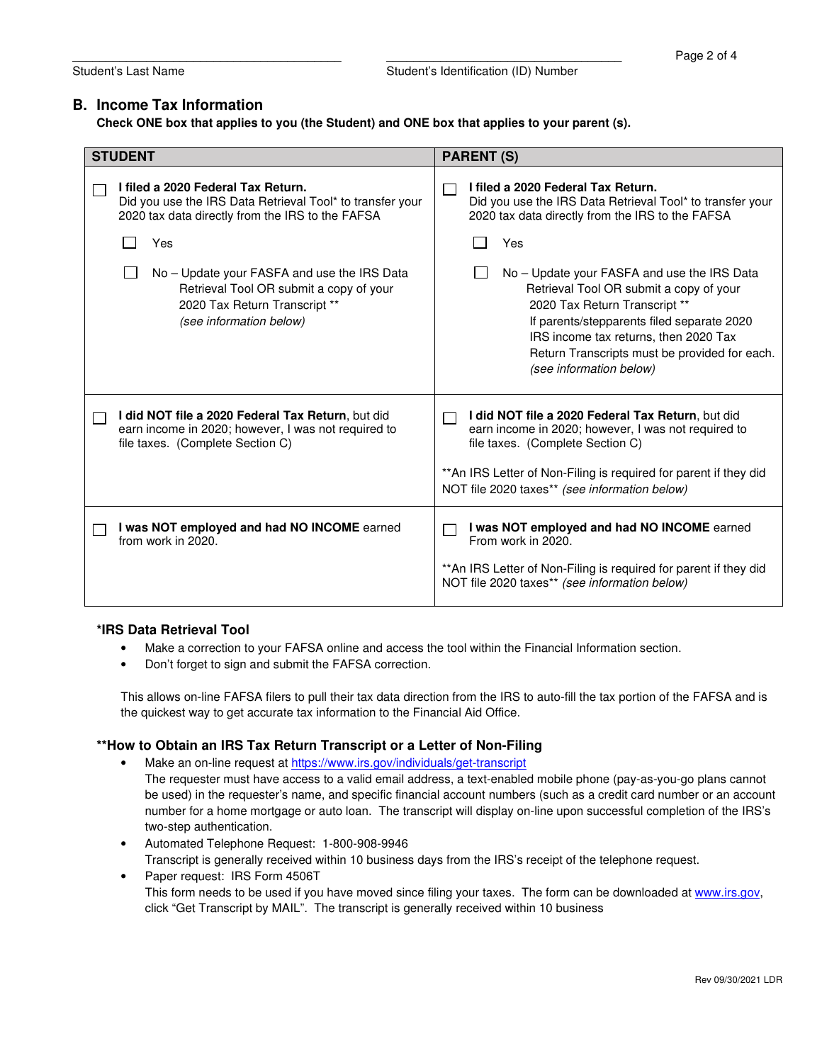Student's Last Name ______________________ Student's Identification (ID) Number ______________________

## B. Income Tax Information

**Check ONE box that applies to you (the Student) and ONE box that applies to your parent (s).**

| STUDENT | PARENT (S) |
|---|---|
| ☐ **I filed a 2020 Federal Tax Return.** Did you use the IRS Data Retrieval Tool* to transfer your 2020 tax data directly from the IRS to the FAFSA<br><br>☐ Yes<br><br>☐ No – Update your FAFSA and use the IRS Data Retrieval Tool OR submit a copy of your 2020 Tax Return Transcript ** *(see information below)* | ☐ **I filed a 2020 Federal Tax Return.** Did you use the IRS Data Retrieval Tool* to transfer your 2020 tax data directly from the IRS to the FAFSA<br><br>☐ Yes<br><br>☐ No – Update your FAFSA and use the IRS Data Retrieval Tool OR submit a copy of your 2020 Tax Return Transcript ** If parents/stepparents filed separate 2020 IRS income tax returns, then 2020 Tax Return Transcripts must be provided for each. *(see information below)* |
| ☐ **I did NOT file a 2020 Federal Tax Return**, but did earn income in 2020; however, I was not required to file taxes. (Complete Section C) | ☐ **I did NOT file a 2020 Federal Tax Return**, but did earn income in 2020; however, I was not required to file taxes. (Complete Section C)<br><br>**An IRS Letter of Non-Filing is required for parent if they did NOT file 2020 taxes** *(see information below)* |
| ☐ **I was NOT employed and had NO INCOME** earned from work in 2020. | ☐ **I was NOT employed and had NO INCOME** earned From work in 2020.<br><br>**An IRS Letter of Non-Filing is required for parent if they did NOT file 2020 taxes** *(see information below)* |

### *IRS Data Retrieval Tool

- Make a correction to your FAFSA online and access the tool within the Financial Information section.
- Don't forget to sign and submit the FAFSA correction.

This allows on-line FAFSA filers to pull their tax data direction from the IRS to auto-fill the tax portion of the FAFSA and is the quickest way to get accurate tax information to the Financial Aid Office.

### **How to Obtain an IRS Tax Return Transcript or a Letter of Non-Filing

- Make an on-line request at https://www.irs.gov/individuals/get-transcript
  The requester must have access to a valid email address, a text-enabled mobile phone (pay-as-you-go plans cannot be used) in the requester's name, and specific financial account numbers (such as a credit card number or an account number for a home mortgage or auto loan. The transcript will display on-line upon successful completion of the IRS's two-step authentication.
- Automated Telephone Request: 1-800-908-9946
  Transcript is generally received within 10 business days from the IRS's receipt of the telephone request.
- Paper request: IRS Form 4506T
  This form needs to be used if you have moved since filing your taxes. The form can be downloaded at www.irs.gov, click "Get Transcript by MAIL". The transcript is generally received within 10 business

Rev 09/30/2021 LDR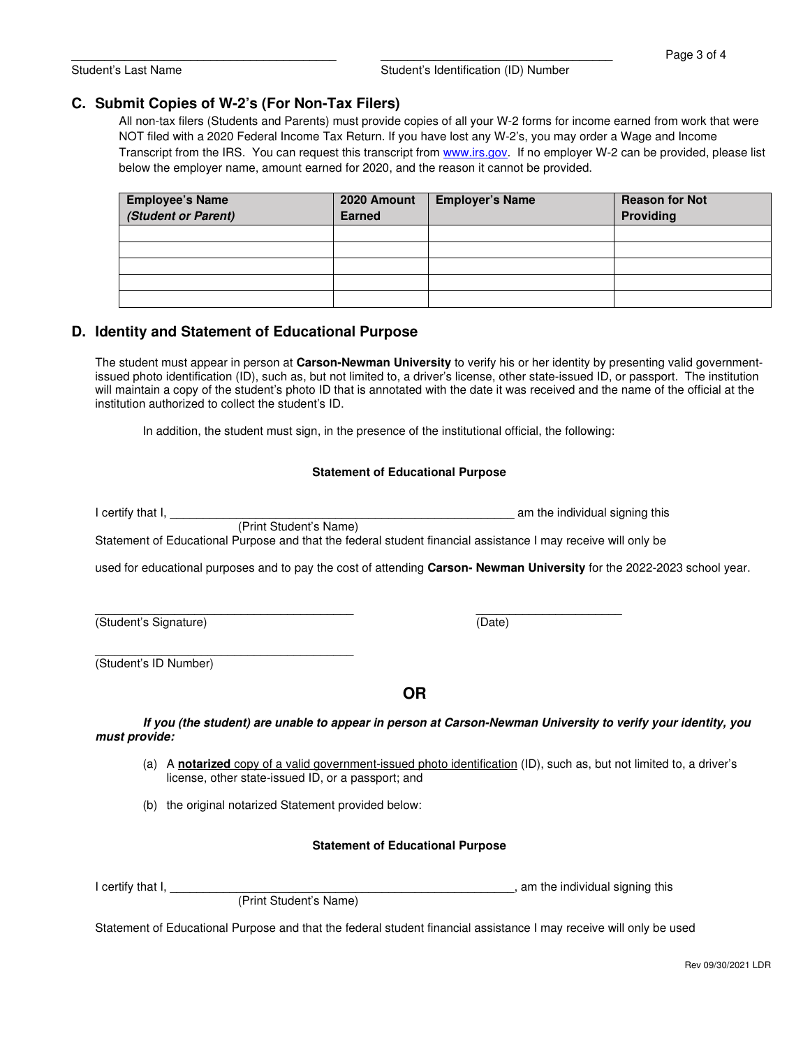\_\_\_\_\_\_\_\_\_\_\_\_\_\_\_\_\_\_\_\_\_\_\_\_\_\_\_\_\_\_\_\_\_\_\_\_ \_\_\_\_\_\_\_\_\_\_\_\_\_\_\_\_\_\_\_\_\_\_\_\_\_\_\_\_\_\_\_\_\_\_\_\_

Student's Last Name Student's Identification (ID) Number

## C. Submit Copies of W-2's (For Non-Tax Filers)

All non-tax filers (Students and Parents) must provide copies of all your W-2 forms for income earned from work that were NOT filed with a 2020 Federal Income Tax Return. If you have lost any W-2's, you may order a Wage and Income Transcript from the IRS. You can request this transcript from www.irs.gov. If no employer W-2 can be provided, please list below the employer name, amount earned for 2020, and the reason it cannot be provided.

| Employee's Name *(Student or Parent)* | 2020 Amount Earned | Employer's Name | Reason for Not Providing |
|---|---|---|---|
| | | | |
| | | | |
| | | | |
| | | | |
| | | | |

## D. Identity and Statement of Educational Purpose

The student must appear in person at **Carson-Newman University** to verify his or her identity by presenting valid government-issued photo identification (ID), such as, but not limited to, a driver's license, other state-issued ID, or passport. The institution will maintain a copy of the student's photo ID that is annotated with the date it was received and the name of the official at the institution authorized to collect the student's ID.

In addition, the student must sign, in the presence of the institutional official, the following:

**Statement of Educational Purpose**

I certify that I, \_\_\_\_\_\_\_\_\_\_\_\_\_\_\_\_\_\_\_\_\_\_\_\_\_\_\_\_\_\_\_\_\_\_\_\_\_\_\_\_\_\_ am the individual signing this
(Print Student's Name)
Statement of Educational Purpose and that the federal student financial assistance I may receive will only be

used for educational purposes and to pay the cost of attending **Carson- Newman University** for the 2022-2023 school year.

\_\_\_\_\_\_\_\_\_\_\_\_\_\_\_\_\_\_\_\_\_\_\_\_\_\_\_\_\_\_\_\_\_\_\_\_ \_\_\_\_\_\_\_\_\_\_\_\_\_\_\_\_\_\_\_\_
(Student's Signature) (Date)

\_\_\_\_\_\_\_\_\_\_\_\_\_\_\_\_\_\_\_\_\_\_\_\_\_\_\_\_\_\_\_\_\_\_\_\_
(Student's ID Number)

**OR**

***If you (the student) are unable to appear in person at Carson-Newman University to verify your identity, you must provide:***

(a) A **notarized** copy of a valid government-issued photo identification (ID), such as, but not limited to, a driver's license, other state-issued ID, or a passport; and

(b) the original notarized Statement provided below:

**Statement of Educational Purpose**

I certify that I, \_\_\_\_\_\_\_\_\_\_\_\_\_\_\_\_\_\_\_\_\_\_\_\_\_\_\_\_\_\_\_\_\_\_\_\_\_\_\_\_\_\_, am the individual signing this
(Print Student's Name)

Statement of Educational Purpose and that the federal student financial assistance I may receive will only be used

Rev 09/30/2021 LDR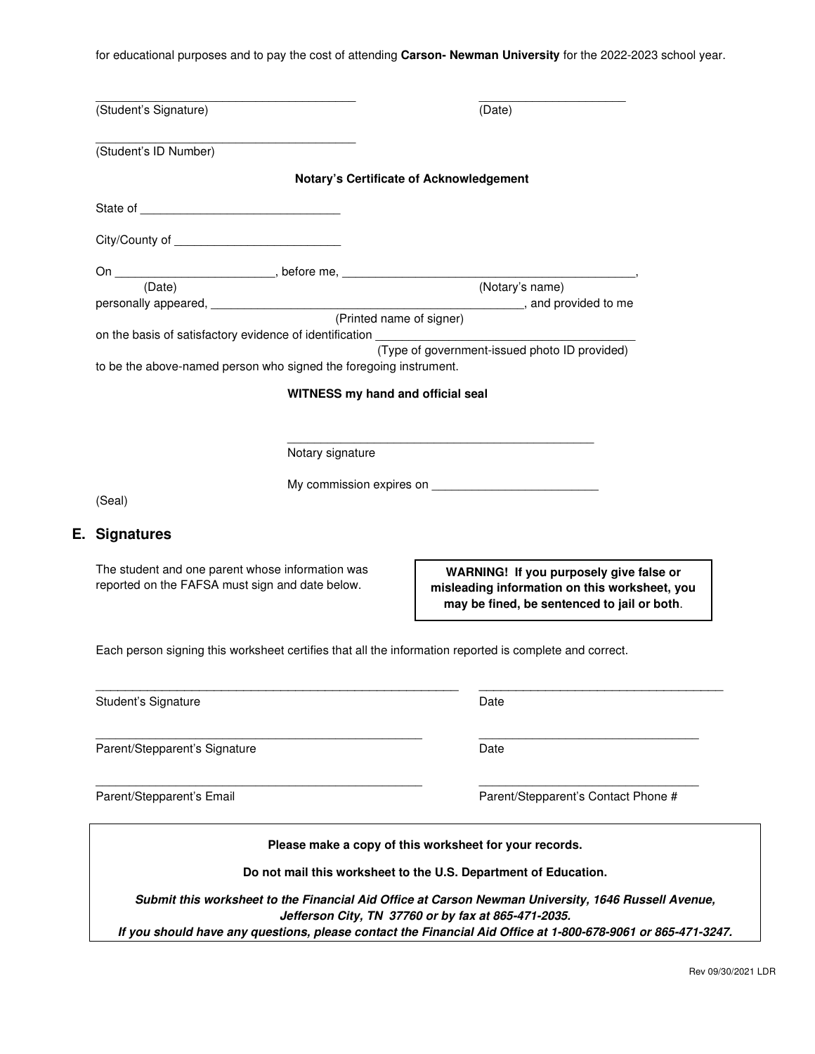for educational purposes and to pay the cost of attending **Carson- Newman University** for the 2022-2023 school year.

\_\_\_\_\_\_\_\_\_\_\_\_\_\_\_\_\_\_\_\_\_\_\_\_\_\_\_\_\_\_\_\_\_\_\_\_\_\_\_\_ \_\_\_\_\_\_\_\_\_\_\_\_\_\_\_\_\_\_\_\_\_\_\_

(Student's Signature) (Date)

\_\_\_\_\_\_\_\_\_\_\_\_\_\_\_\_\_\_\_\_\_\_\_\_\_\_\_\_\_\_\_\_\_\_\_\_\_\_\_\_

(Student's ID Number)

**Notary's Certificate of Acknowledgement**

State of \_\_\_\_\_\_\_\_\_\_\_\_\_\_\_\_\_\_\_\_\_\_\_\_\_\_\_\_\_\_\_

City/County of \_\_\_\_\_\_\_\_\_\_\_\_\_\_\_\_\_\_\_\_\_\_\_\_\_\_

On \_\_\_\_\_\_\_\_\_\_\_\_\_\_\_\_\_\_\_\_\_\_\_\_\_, before me, \_\_\_\_\_\_\_\_\_\_\_\_\_\_\_\_\_\_\_\_\_\_\_\_\_\_\_\_\_\_\_\_\_\_\_\_\_\_\_\_\_\_\_\_\_\_,
(Date) (Notary's name)

personally appeared, \_\_\_\_\_\_\_\_\_\_\_\_\_\_\_\_\_\_\_\_\_\_\_\_\_\_\_\_\_\_\_\_\_\_\_\_\_\_\_\_\_\_\_\_\_\_\_\_\_\_\_, and provided to me
(Printed name of signer)

on the basis of satisfactory evidence of identification \_\_\_\_\_\_\_\_\_\_\_\_\_\_\_\_\_\_\_\_\_\_\_\_\_\_\_\_\_\_\_\_\_\_\_\_\_\_\_\_
(Type of government-issued photo ID provided)

to be the above-named person who signed the foregoing instrument.

**WITNESS my hand and official seal**

\_\_\_\_\_\_\_\_\_\_\_\_\_\_\_\_\_\_\_\_\_\_\_\_\_\_\_\_\_\_\_\_\_\_\_\_\_\_\_\_\_\_\_\_\_\_

Notary signature

My commission expires on \_\_\_\_\_\_\_\_\_\_\_\_\_\_\_\_\_\_\_\_\_\_\_\_\_\_

(Seal)

## E. Signatures

The student and one parent whose information was reported on the FAFSA must sign and date below.

**WARNING! If you purposely give false or misleading information on this worksheet, you may be fined, be sentenced to jail or both**.

Each person signing this worksheet certifies that all the information reported is complete and correct.

\_\_\_\_\_\_\_\_\_\_\_\_\_\_\_\_\_\_\_\_\_\_\_\_\_\_\_\_\_\_\_\_\_\_\_\_\_\_\_\_\_\_\_\_\_\_\_\_\_\_\_\_\_\_\_\_ \_\_\_\_\_\_\_\_\_\_\_\_\_\_\_\_\_\_\_\_\_\_\_\_\_\_\_\_\_\_\_\_\_\_\_\_\_\_

Student's Signature Date

\_\_\_\_\_\_\_\_\_\_\_\_\_\_\_\_\_\_\_\_\_\_\_\_\_\_\_\_\_\_\_\_\_\_\_\_\_\_\_\_\_\_\_\_\_\_\_\_\_\_ \_\_\_\_\_\_\_\_\_\_\_\_\_\_\_\_\_\_\_\_\_\_\_\_\_\_\_\_\_\_\_\_\_\_\_\_

Parent/Stepparent's Signature Date

\_\_\_\_\_\_\_\_\_\_\_\_\_\_\_\_\_\_\_\_\_\_\_\_\_\_\_\_\_\_\_\_\_\_\_\_\_\_\_\_\_\_\_\_\_\_\_\_\_\_ \_\_\_\_\_\_\_\_\_\_\_\_\_\_\_\_\_\_\_\_\_\_\_\_\_\_\_\_\_\_\_\_\_\_\_\_

Parent/Stepparent's Email Parent/Stepparent's Contact Phone #

**Please make a copy of this worksheet for your records.**

**Do not mail this worksheet to the U.S. Department of Education.**

***Submit this worksheet to the Financial Aid Office at Carson Newman University, 1646 Russell Avenue, Jefferson City, TN 37760 or by fax at 865-471-2035.***
***If you should have any questions, please contact the Financial Aid Office at 1-800-678-9061 or 865-471-3247.***

Rev 09/30/2021 LDR